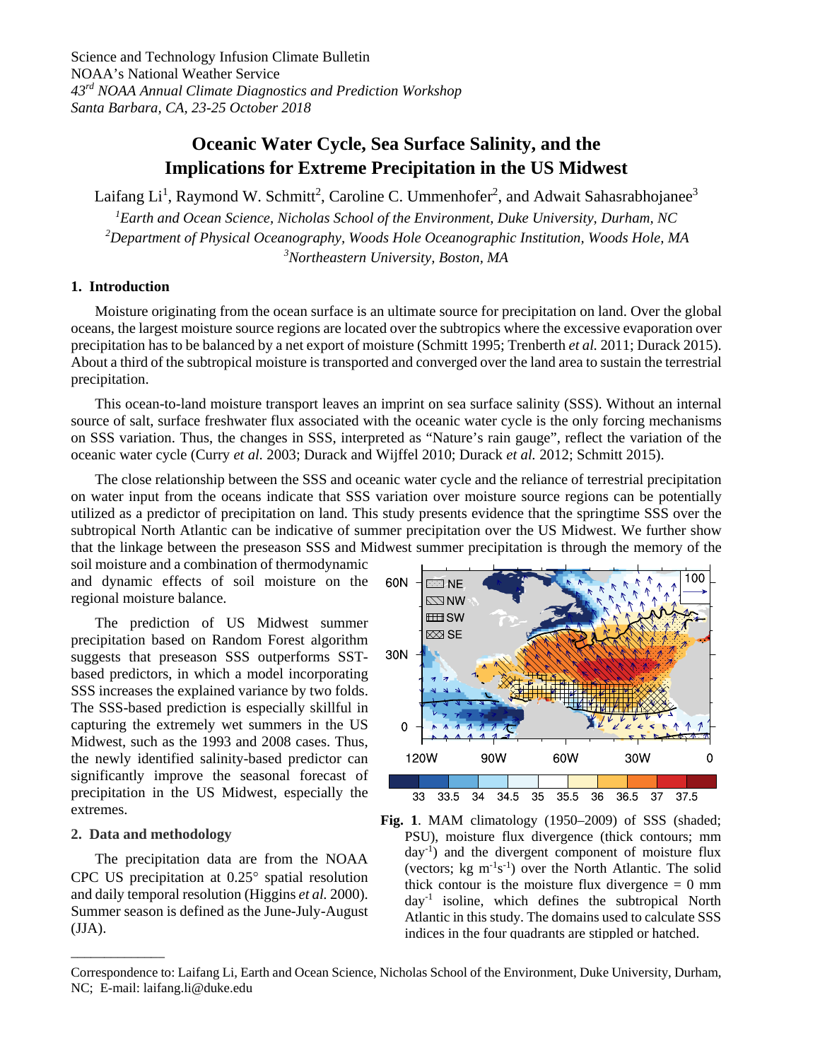Science and Technology Infusion Climate Bulletin
NOAA's National Weather Service
*43rd NOAA Annual Climate Diagnostics and Prediction Workshop*
*Santa Barbara, CA, 23-25 October 2018*

# Oceanic Water Cycle, Sea Surface Salinity, and the Implications for Extreme Precipitation in the US Midwest

Laifang Li[1], Raymond W. Schmitt[2], Caroline C. Ummenhofer[2], and Adwait Sahasrabhojanee[3]

[1]*Earth and Ocean Science, Nicholas School of the Environment, Duke University, Durham, NC*
[2]*Department of Physical Oceanography, Woods Hole Oceanographic Institution, Woods Hole, MA*
[3]*Northeastern University, Boston, MA*

## 1. Introduction

Moisture originating from the ocean surface is an ultimate source for precipitation on land. Over the global oceans, the largest moisture source regions are located over the subtropics where the excessive evaporation over precipitation has to be balanced by a net export of moisture (Schmitt 1995; Trenberth *et al.* 2011; Durack 2015). About a third of the subtropical moisture is transported and converged over the land area to sustain the terrestrial precipitation.

This ocean-to-land moisture transport leaves an imprint on sea surface salinity (SSS). Without an internal source of salt, surface freshwater flux associated with the oceanic water cycle is the only forcing mechanisms on SSS variation. Thus, the changes in SSS, interpreted as "Nature's rain gauge", reflect the variation of the oceanic water cycle (Curry *et al.* 2003; Durack and Wijffel 2010; Durack *et al.* 2012; Schmitt 2015).

The close relationship between the SSS and oceanic water cycle and the reliance of terrestrial precipitation on water input from the oceans indicate that SSS variation over moisture source regions can be potentially utilized as a predictor of precipitation on land. This study presents evidence that the springtime SSS over the subtropical North Atlantic can be indicative of summer precipitation over the US Midwest. We further show that the linkage between the preseason SSS and Midwest summer precipitation is through the memory of the soil moisture and a combination of thermodynamic and dynamic effects of soil moisture on the regional moisture balance.

The prediction of US Midwest summer precipitation based on Random Forest algorithm suggests that preseason SSS outperforms SST-based predictors, in which a model incorporating SSS increases the explained variance by two folds. The SSS-based prediction is especially skillful in capturing the extremely wet summers in the US Midwest, such as the 1993 and 2008 cases. Thus, the newly identified salinity-based predictor can significantly improve the seasonal forecast of precipitation in the US Midwest, especially the extremes.

**Fig. 1**. MAM climatology (1950–2009) of SSS (shaded; PSU), moisture flux divergence (thick contours; mm day$^{-1}$) and the divergent component of moisture flux (vectors; kg m$^{-1}$s$^{-1}$) over the North Atlantic. The solid thick contour is the moisture flux divergence = 0 mm day$^{-1}$ isoline, which defines the subtropical North Atlantic in this study. The domains used to calculate SSS indices in the four quadrants are stippled or hatched.

## 2. Data and methodology

The precipitation data are from the NOAA CPC US precipitation at 0.25° spatial resolution and daily temporal resolution (Higgins *et al.* 2000). Summer season is defined as the June-July-August (JJA).

---

Correspondence to: Laifang Li, Earth and Ocean Science, Nicholas School of the Environment, Duke University, Durham, NC; E-mail: laifang.li@duke.edu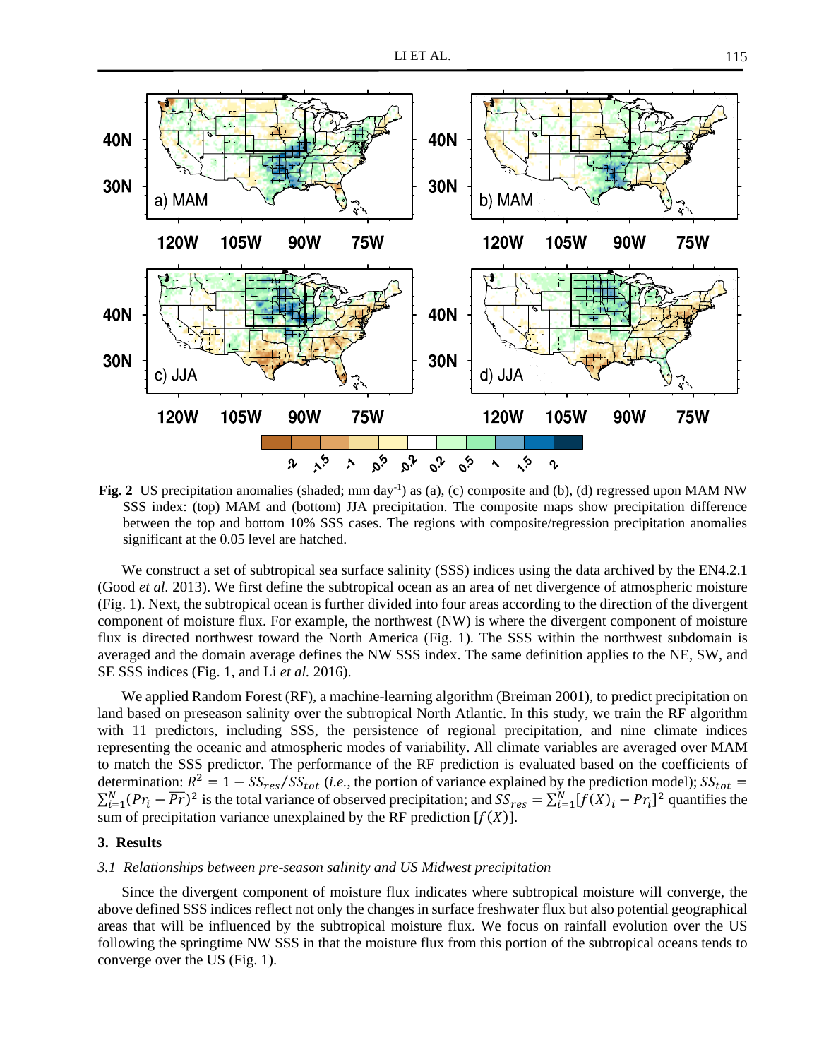**Fig. 2** US precipitation anomalies (shaded; mm day$^{-1}$) as (a), (c) composite and (b), (d) regressed upon MAM NW SSS index: (top) MAM and (bottom) JJA precipitation. The composite maps show precipitation difference between the top and bottom 10% SSS cases. The regions with composite/regression precipitation anomalies significant at the 0.05 level are hatched.

We construct a set of subtropical sea surface salinity (SSS) indices using the data archived by the EN4.2.1 (Good *et al.* 2013). We first define the subtropical ocean as an area of net divergence of atmospheric moisture (Fig. 1). Next, the subtropical ocean is further divided into four areas according to the direction of the divergent component of moisture flux. For example, the northwest (NW) is where the divergent component of moisture flux is directed northwest toward the North America (Fig. 1). The SSS within the northwest subdomain is averaged and the domain average defines the NW SSS index. The same definition applies to the NE, SW, and SE SSS indices (Fig. 1, and Li *et al.* 2016).

We applied Random Forest (RF), a machine-learning algorithm (Breiman 2001), to predict precipitation on land based on preseason salinity over the subtropical North Atlantic. In this study, we train the RF algorithm with 11 predictors, including SSS, the persistence of regional precipitation, and nine climate indices representing the oceanic and atmospheric modes of variability. All climate variables are averaged over MAM to match the SSS predictor. The performance of the RF prediction is evaluated based on the coefficients of determination: $R^2 = 1 - SS_{res}/SS_{tot}$ (*i.e.*, the portion of variance explained by the prediction model); $SS_{tot} = \sum_{i=1}^{N}(Pr_i - \overline{Pr})^2$ is the total variance of observed precipitation; and $SS_{res} = \sum_{i=1}^{N}[f(X)_i - Pr_i]^2$ quantifies the sum of precipitation variance unexplained by the RF prediction $[f(X)]$.

## 3. Results

### *3.1 Relationships between pre-season salinity and US Midwest precipitation*

Since the divergent component of moisture flux indicates where subtropical moisture will converge, the above defined SSS indices reflect not only the changes in surface freshwater flux but also potential geographical areas that will be influenced by the subtropical moisture flux. We focus on rainfall evolution over the US following the springtime NW SSS in that the moisture flux from this portion of the subtropical oceans tends to converge over the US (Fig. 1).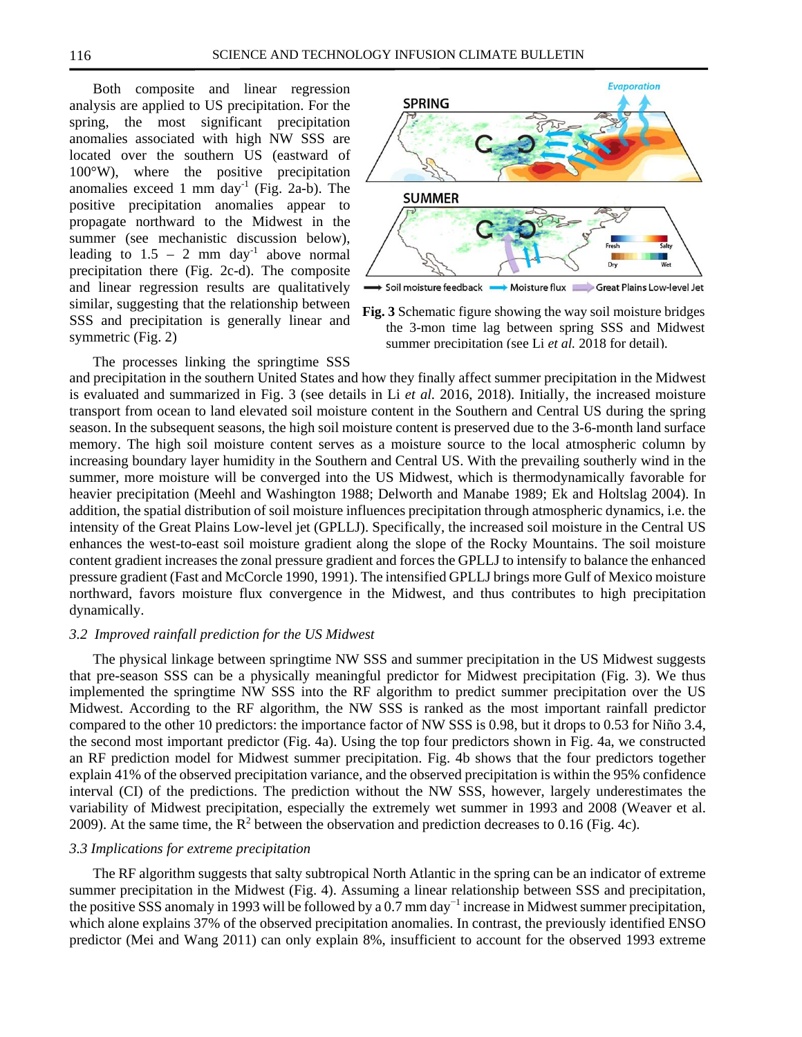Both composite and linear regression analysis are applied to US precipitation. For the spring, the most significant precipitation anomalies associated with high NW SSS are located over the southern US (eastward of 100°W), where the positive precipitation anomalies exceed 1 mm day$^{-1}$ (Fig. 2a-b). The positive precipitation anomalies appear to propagate northward to the Midwest in the summer (see mechanistic discussion below), leading to 1.5 – 2 mm day$^{-1}$ above normal precipitation there (Fig. 2c-d). The composite and linear regression results are qualitatively similar, suggesting that the relationship between SSS and precipitation is generally linear and symmetric (Fig. 2)

**Fig. 3** Schematic figure showing the way soil moisture bridges the 3-mon time lag between spring SSS and Midwest summer precipitation (see Li *et al.* 2018 for detail).

The processes linking the springtime SSS and precipitation in the southern United States and how they finally affect summer precipitation in the Midwest is evaluated and summarized in Fig. 3 (see details in Li *et al.* 2016, 2018). Initially, the increased moisture transport from ocean to land elevated soil moisture content in the Southern and Central US during the spring season. In the subsequent seasons, the high soil moisture content is preserved due to the 3-6-month land surface memory. The high soil moisture content serves as a moisture source to the local atmospheric column by increasing boundary layer humidity in the Southern and Central US. With the prevailing southerly wind in the summer, more moisture will be converged into the US Midwest, which is thermodynamically favorable for heavier precipitation (Meehl and Washington 1988; Delworth and Manabe 1989; Ek and Holtslag 2004). In addition, the spatial distribution of soil moisture influences precipitation through atmospheric dynamics, i.e. the intensity of the Great Plains Low-level jet (GPLLJ). Specifically, the increased soil moisture in the Central US enhances the west-to-east soil moisture gradient along the slope of the Rocky Mountains. The soil moisture content gradient increases the zonal pressure gradient and forces the GPLLJ to intensify to balance the enhanced pressure gradient (Fast and McCorcle 1990, 1991). The intensified GPLLJ brings more Gulf of Mexico moisture northward, favors moisture flux convergence in the Midwest, and thus contributes to high precipitation dynamically.

### *3.2 Improved rainfall prediction for the US Midwest*

The physical linkage between springtime NW SSS and summer precipitation in the US Midwest suggests that pre-season SSS can be a physically meaningful predictor for Midwest precipitation (Fig. 3). We thus implemented the springtime NW SSS into the RF algorithm to predict summer precipitation over the US Midwest. According to the RF algorithm, the NW SSS is ranked as the most important rainfall predictor compared to the other 10 predictors: the importance factor of NW SSS is 0.98, but it drops to 0.53 for Niño 3.4, the second most important predictor (Fig. 4a). Using the top four predictors shown in Fig. 4a, we constructed an RF prediction model for Midwest summer precipitation. Fig. 4b shows that the four predictors together explain 41% of the observed precipitation variance, and the observed precipitation is within the 95% confidence interval (CI) of the predictions. The prediction without the NW SSS, however, largely underestimates the variability of Midwest precipitation, especially the extremely wet summer in 1993 and 2008 (Weaver et al. 2009). At the same time, the $R^2$ between the observation and prediction decreases to 0.16 (Fig. 4c).

### *3.3 Implications for extreme precipitation*

The RF algorithm suggests that salty subtropical North Atlantic in the spring can be an indicator of extreme summer precipitation in the Midwest (Fig. 4). Assuming a linear relationship between SSS and precipitation, the positive SSS anomaly in 1993 will be followed by a 0.7 mm day$^{-1}$ increase in Midwest summer precipitation, which alone explains 37% of the observed precipitation anomalies. In contrast, the previously identified ENSO predictor (Mei and Wang 2011) can only explain 8%, insufficient to account for the observed 1993 extreme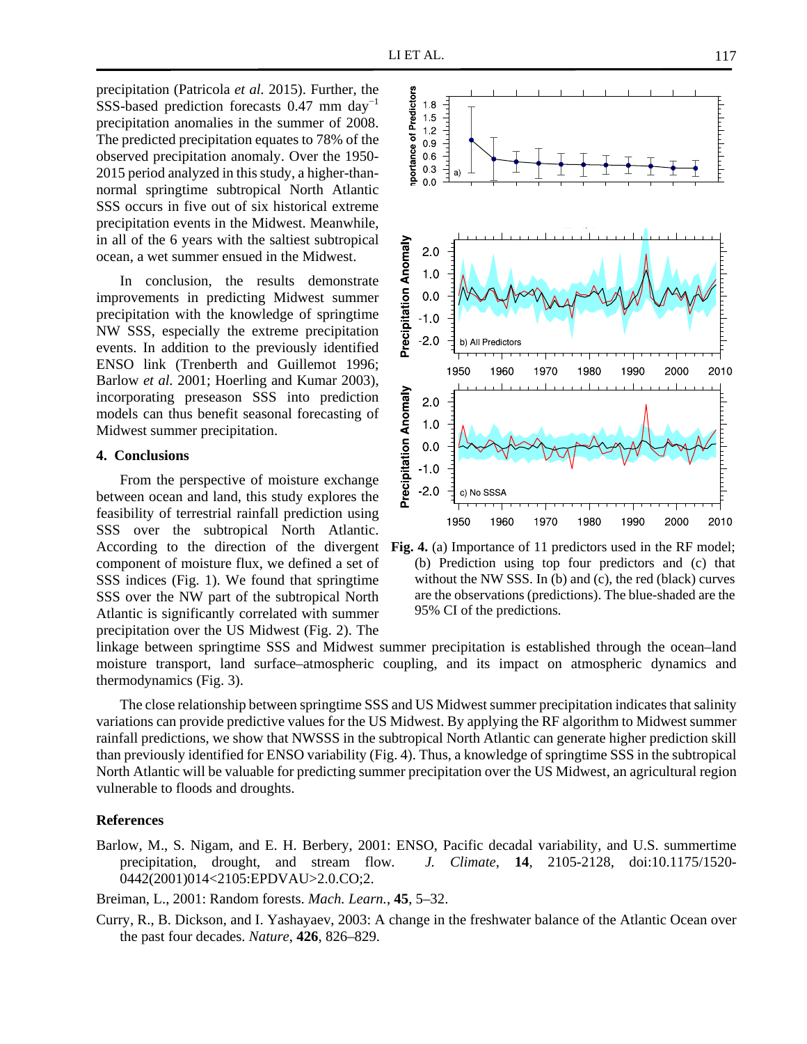precipitation (Patricola *et al.* 2015). Further, the SSS-based prediction forecasts 0.47 mm day$^{-1}$ precipitation anomalies in the summer of 2008. The predicted precipitation equates to 78% of the observed precipitation anomaly. Over the 1950-2015 period analyzed in this study, a higher-than-normal springtime subtropical North Atlantic SSS occurs in five out of six historical extreme precipitation events in the Midwest. Meanwhile, in all of the 6 years with the saltiest subtropical ocean, a wet summer ensued in the Midwest.

In conclusion, the results demonstrate improvements in predicting Midwest summer precipitation with the knowledge of springtime NW SSS, especially the extreme precipitation events. In addition to the previously identified ENSO link (Trenberth and Guillemot 1996; Barlow *et al.* 2001; Hoerling and Kumar 2003), incorporating preseason SSS into prediction models can thus benefit seasonal forecasting of Midwest summer precipitation.

## 4. Conclusions

From the perspective of moisture exchange between ocean and land, this study explores the feasibility of terrestrial rainfall prediction using SSS over the subtropical North Atlantic. According to the direction of the divergent component of moisture flux, we defined a set of SSS indices (Fig. 1). We found that springtime SSS over the NW part of the subtropical North Atlantic is significantly correlated with summer precipitation over the US Midwest (Fig. 2). The linkage between springtime SSS and Midwest summer precipitation is established through the ocean–land moisture transport, land surface–atmospheric coupling, and its impact on atmospheric dynamics and thermodynamics (Fig. 3).

The close relationship between springtime SSS and US Midwest summer precipitation indicates that salinity variations can provide predictive values for the US Midwest. By applying the RF algorithm to Midwest summer rainfall predictions, we show that NWSSS in the subtropical North Atlantic can generate higher prediction skill than previously identified for ENSO variability (Fig. 4). Thus, a knowledge of springtime SSS in the subtropical North Atlantic will be valuable for predicting summer precipitation over the US Midwest, an agricultural region vulnerable to floods and droughts.

**Fig. 4.** (a) Importance of 11 predictors used in the RF model; (b) Prediction using top four predictors and (c) that without the NW SSS. In (b) and (c), the red (black) curves are the observations (predictions). The blue-shaded are the 95% CI of the predictions.

## References

Barlow, M., S. Nigam, and E. H. Berbery, 2001: ENSO, Pacific decadal variability, and U.S. summertime precipitation, drought, and stream flow. *J. Climate*, **14**, 2105-2128, doi:10.1175/1520-0442(2001)014<2105:EPDVAU>2.0.CO;2.

Breiman, L., 2001: Random forests. *Mach. Learn.*, **45**, 5–32.

Curry, R., B. Dickson, and I. Yashayaev, 2003: A change in the freshwater balance of the Atlantic Ocean over the past four decades. *Nature*, **426**, 826–829.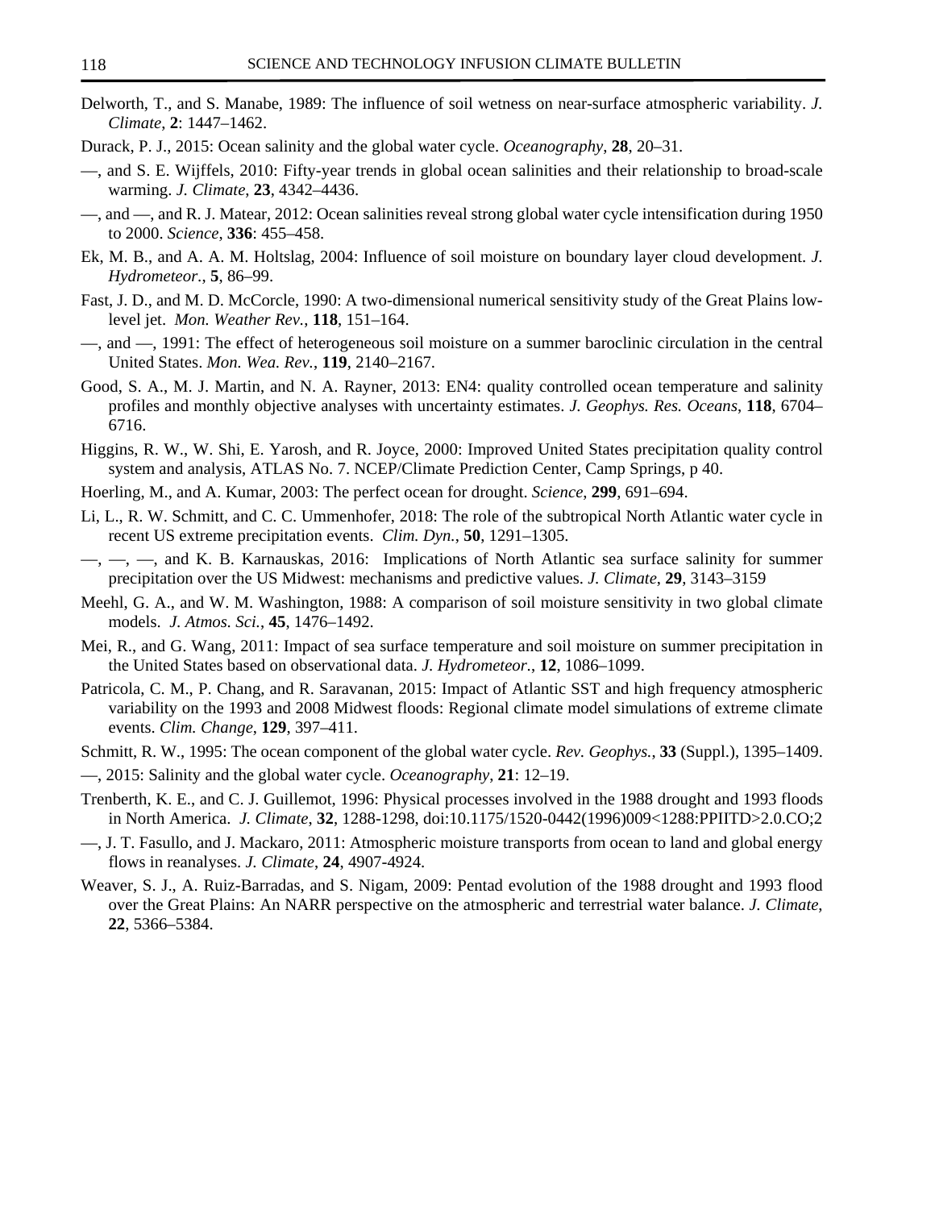Delworth, T., and S. Manabe, 1989: The influence of soil wetness on near-surface atmospheric variability. *J. Climate*, **2**: 1447–1462.

Durack, P. J., 2015: Ocean salinity and the global water cycle. *Oceanography*, **28**, 20–31.

—, and S. E. Wijffels, 2010: Fifty-year trends in global ocean salinities and their relationship to broad-scale warming. *J. Climate*, **23**, 4342–4436.

—, and —, and R. J. Matear, 2012: Ocean salinities reveal strong global water cycle intensification during 1950 to 2000. *Science*, **336**: 455–458.

Ek, M. B., and A. A. M. Holtslag, 2004: Influence of soil moisture on boundary layer cloud development. *J. Hydrometeor.*, **5**, 86–99.

Fast, J. D., and M. D. McCorcle, 1990: A two-dimensional numerical sensitivity study of the Great Plains low-level jet. *Mon. Weather Rev.*, **118**, 151–164.

—, and —, 1991: The effect of heterogeneous soil moisture on a summer baroclinic circulation in the central United States. *Mon. Wea. Rev.*, **119**, 2140–2167.

Good, S. A., M. J. Martin, and N. A. Rayner, 2013: EN4: quality controlled ocean temperature and salinity profiles and monthly objective analyses with uncertainty estimates. *J. Geophys. Res. Oceans*, **118**, 6704–6716.

Higgins, R. W., W. Shi, E. Yarosh, and R. Joyce, 2000: Improved United States precipitation quality control system and analysis, ATLAS No. 7. NCEP/Climate Prediction Center, Camp Springs, p 40.

Hoerling, M., and A. Kumar, 2003: The perfect ocean for drought. *Science*, **299**, 691–694.

Li, L., R. W. Schmitt, and C. C. Ummenhofer, 2018: The role of the subtropical North Atlantic water cycle in recent US extreme precipitation events. *Clim. Dyn.*, **50**, 1291–1305.

—, —, —, and K. B. Karnauskas, 2016: Implications of North Atlantic sea surface salinity for summer precipitation over the US Midwest: mechanisms and predictive values. *J. Climate*, **29**, 3143–3159

Meehl, G. A., and W. M. Washington, 1988: A comparison of soil moisture sensitivity in two global climate models. *J. Atmos. Sci.*, **45**, 1476–1492.

Mei, R., and G. Wang, 2011: Impact of sea surface temperature and soil moisture on summer precipitation in the United States based on observational data. *J. Hydrometeor.*, **12**, 1086–1099.

Patricola, C. M., P. Chang, and R. Saravanan, 2015: Impact of Atlantic SST and high frequency atmospheric variability on the 1993 and 2008 Midwest floods: Regional climate model simulations of extreme climate events. *Clim. Change*, **129**, 397–411.

Schmitt, R. W., 1995: The ocean component of the global water cycle. *Rev. Geophys.*, **33** (Suppl.), 1395–1409.

—, 2015: Salinity and the global water cycle. *Oceanography*, **21**: 12–19.

Trenberth, K. E., and C. J. Guillemot, 1996: Physical processes involved in the 1988 drought and 1993 floods in North America. *J. Climate*, **32**, 1288-1298, doi:10.1175/1520-0442(1996)009<1288:PPIITD>2.0.CO;2

—, J. T. Fasullo, and J. Mackaro, 2011: Atmospheric moisture transports from ocean to land and global energy flows in reanalyses. *J. Climate*, **24**, 4907-4924.

Weaver, S. J., A. Ruiz-Barradas, and S. Nigam, 2009: Pentad evolution of the 1988 drought and 1993 flood over the Great Plains: An NARR perspective on the atmospheric and terrestrial water balance. *J. Climate*, **22**, 5366–5384.